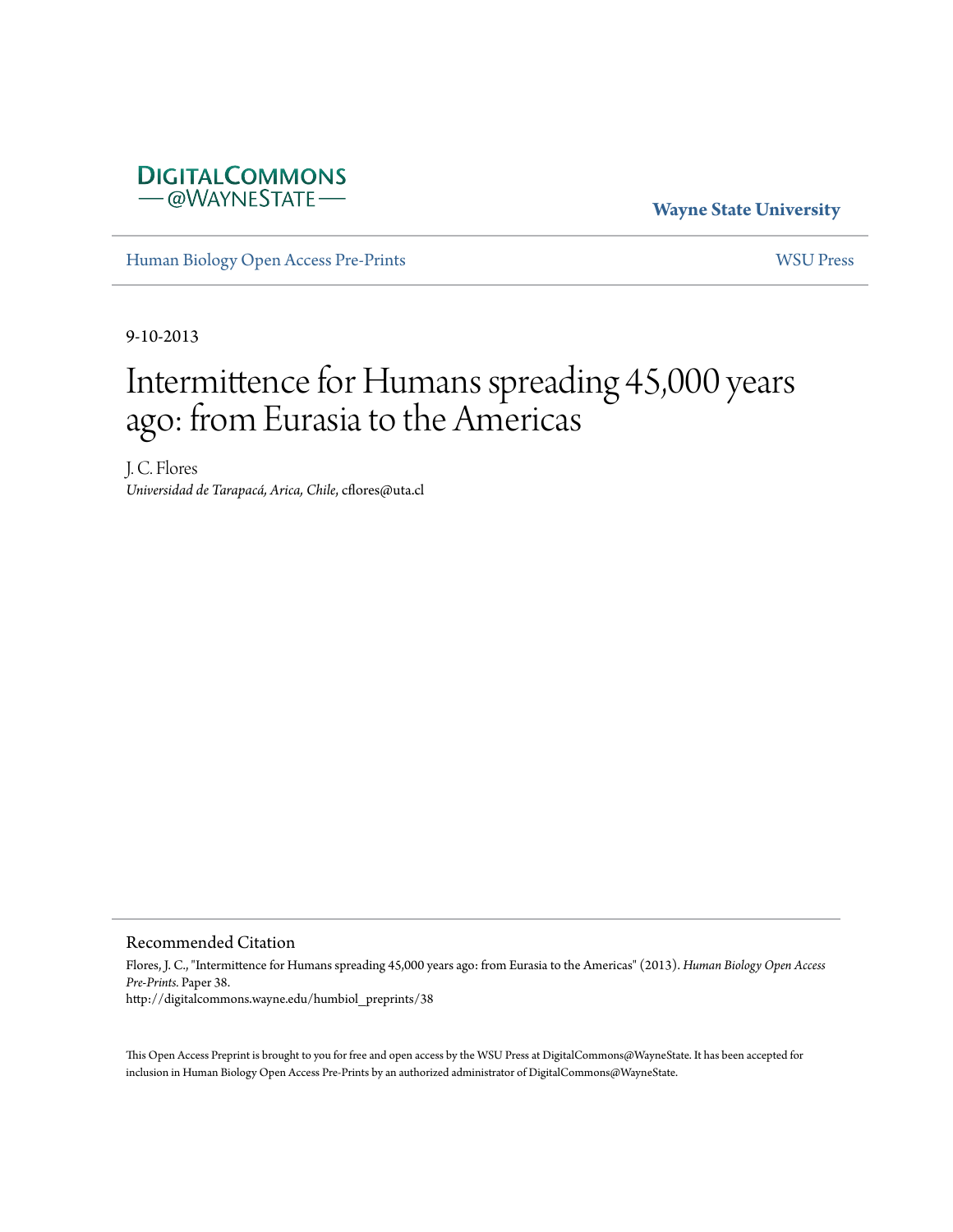DIGITALCOMMONS
— @WAYNESTATE —

**Wayne State University**

Human Biology Open Access Pre-Prints

WSU Press

9-10-2013

# Intermittence for Humans spreading 45,000 years ago: from Eurasia to the Americas

J. C. Flores

*Universidad de Tarapacá, Arica, Chile*, cflores@uta.cl

## Recommended Citation

Flores, J. C., "Intermittence for Humans spreading 45,000 years ago: from Eurasia to the Americas" (2013). *Human Biology Open Access Pre-Prints*. Paper 38.
http://digitalcommons.wayne.edu/humbiol_preprints/38

This Open Access Preprint is brought to you for free and open access by the WSU Press at DigitalCommons@WayneState. It has been accepted for inclusion in Human Biology Open Access Pre-Prints by an authorized administrator of DigitalCommons@WayneState.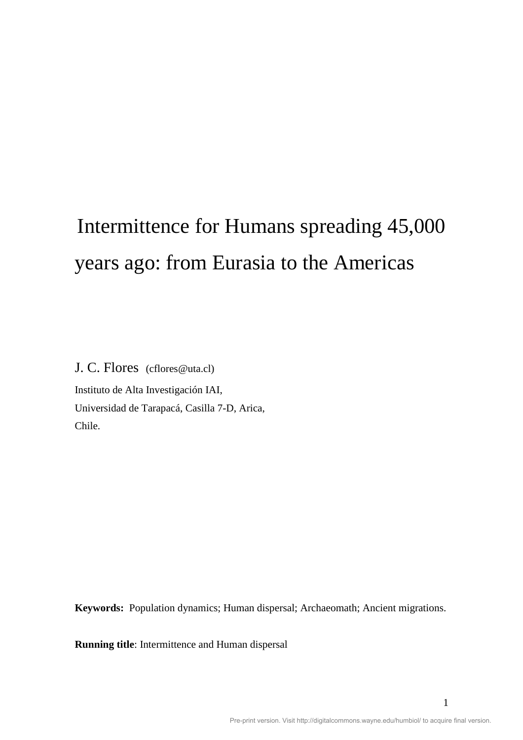# Intermittence for Humans spreading 45,000 years ago: from Eurasia to the Americas

J. C. Flores (cflores@uta.cl)

Instituto de Alta Investigación IAI,
Universidad de Tarapacá, Casilla 7-D, Arica,
Chile.

**Keywords:** Population dynamics; Human dispersal; Archaeomath; Ancient migrations.

**Running title**: Intermittence and Human dispersal

Pre-print version. Visit http://digitalcommons.wayne.edu/humbiol/ to acquire final version.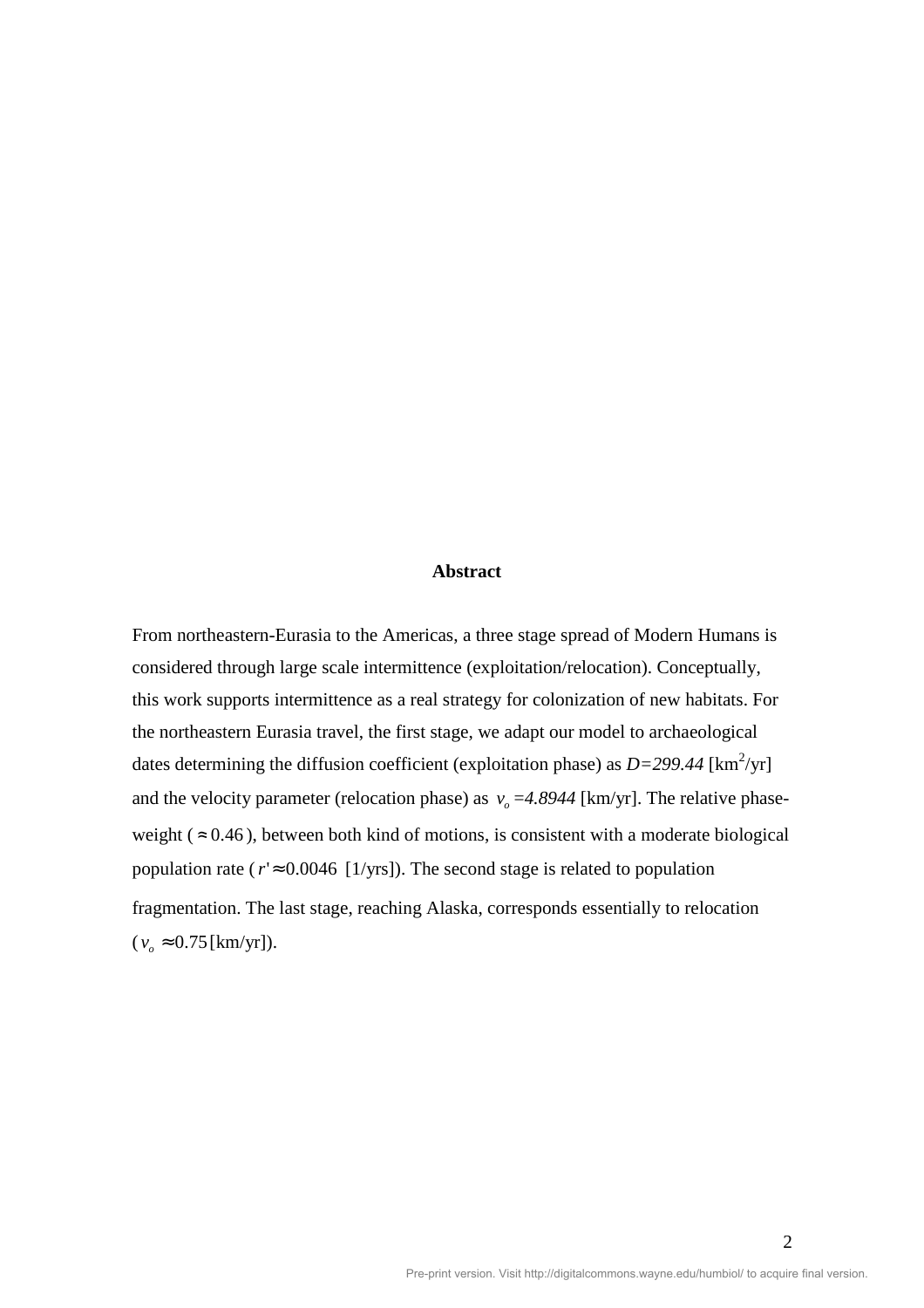## Abstract

From northeastern-Eurasia to the Americas, a three stage spread of Modern Humans is considered through large scale intermittence (exploitation/relocation). Conceptually, this work supports intermittence as a real strategy for colonization of new habitats. For the northeastern Eurasia travel, the first stage, we adapt our model to archaeological dates determining the diffusion coefficient (exploitation phase) as $D=299.44$ [$km^2$/yr] and the velocity parameter (relocation phase) as $v_o=4.8944$ [km/yr]. The relative phase-weight ($\approx 0.46$), between both kind of motions, is consistent with a moderate biological population rate ($r' \approx 0.0046$ [1/yrs]). The second stage is related to population fragmentation. The last stage, reaching Alaska, corresponds essentially to relocation ($v_o \approx 0.75$ [km/yr]).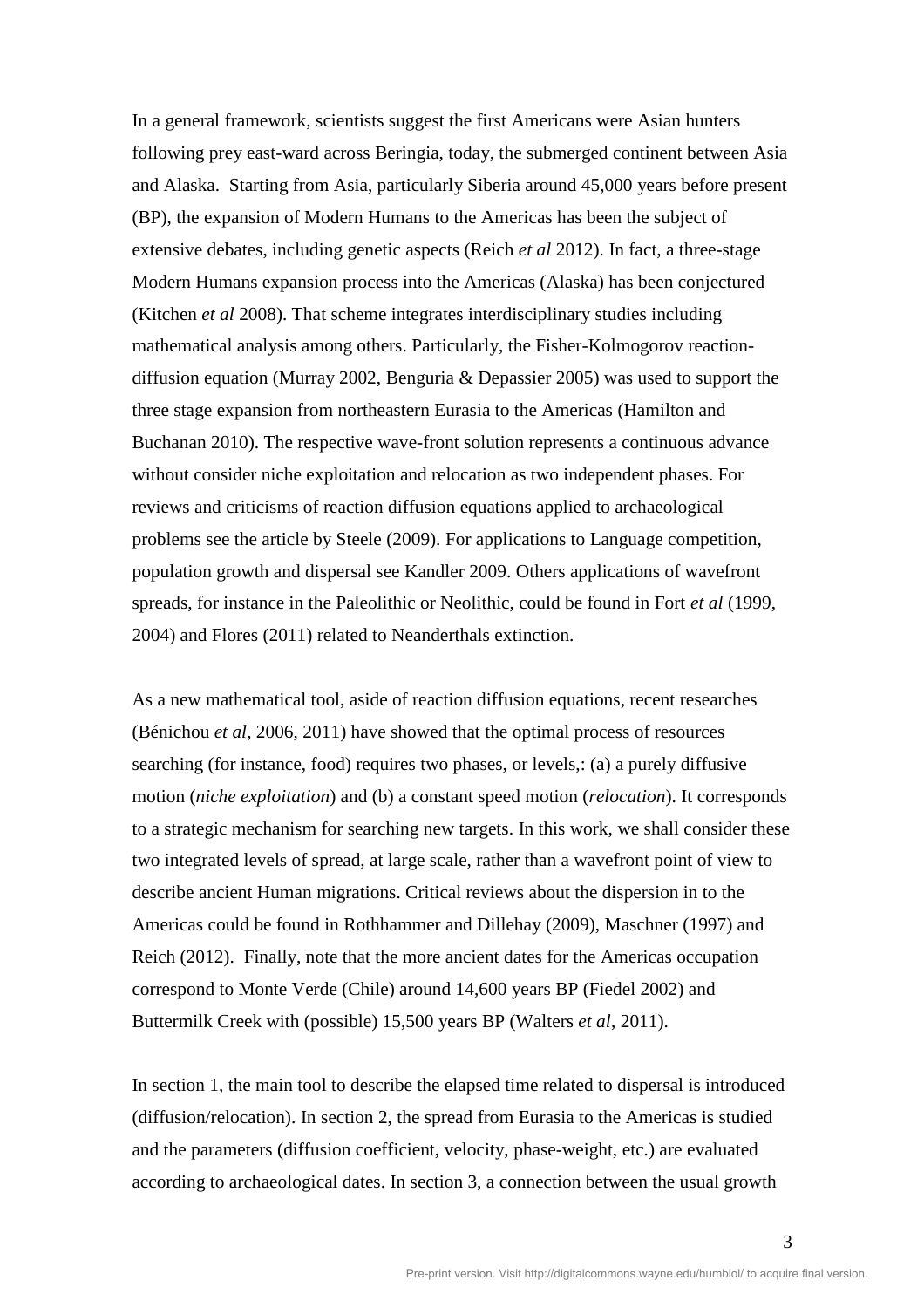In a general framework, scientists suggest the first Americans were Asian hunters following prey east-ward across Beringia, today, the submerged continent between Asia and Alaska. Starting from Asia, particularly Siberia around 45,000 years before present (BP), the expansion of Modern Humans to the Americas has been the subject of extensive debates, including genetic aspects (Reich *et al* 2012). In fact, a three-stage Modern Humans expansion process into the Americas (Alaska) has been conjectured (Kitchen *et al* 2008). That scheme integrates interdisciplinary studies including mathematical analysis among others. Particularly, the Fisher-Kolmogorov reaction-diffusion equation (Murray 2002, Benguria & Depassier 2005) was used to support the three stage expansion from northeastern Eurasia to the Americas (Hamilton and Buchanan 2010). The respective wave-front solution represents a continuous advance without consider niche exploitation and relocation as two independent phases. For reviews and criticisms of reaction diffusion equations applied to archaeological problems see the article by Steele (2009). For applications to Language competition, population growth and dispersal see Kandler 2009. Others applications of wavefront spreads, for instance in the Paleolithic or Neolithic, could be found in Fort *et al* (1999, 2004) and Flores (2011) related to Neanderthals extinction.

As a new mathematical tool, aside of reaction diffusion equations, recent researches (Bénichou *et al*, 2006, 2011) have showed that the optimal process of resources searching (for instance, food) requires two phases, or levels,: (a) a purely diffusive motion (*niche exploitation*) and (b) a constant speed motion (*relocation*). It corresponds to a strategic mechanism for searching new targets. In this work, we shall consider these two integrated levels of spread, at large scale, rather than a wavefront point of view to describe ancient Human migrations. Critical reviews about the dispersion in to the Americas could be found in Rothhammer and Dillehay (2009), Maschner (1997) and Reich (2012). Finally, note that the more ancient dates for the Americas occupation correspond to Monte Verde (Chile) around 14,600 years BP (Fiedel 2002) and Buttermilk Creek with (possible) 15,500 years BP (Walters *et al*, 2011).

In section 1, the main tool to describe the elapsed time related to dispersal is introduced (diffusion/relocation). In section 2, the spread from Eurasia to the Americas is studied and the parameters (diffusion coefficient, velocity, phase-weight, etc.) are evaluated according to archaeological dates. In section 3, a connection between the usual growth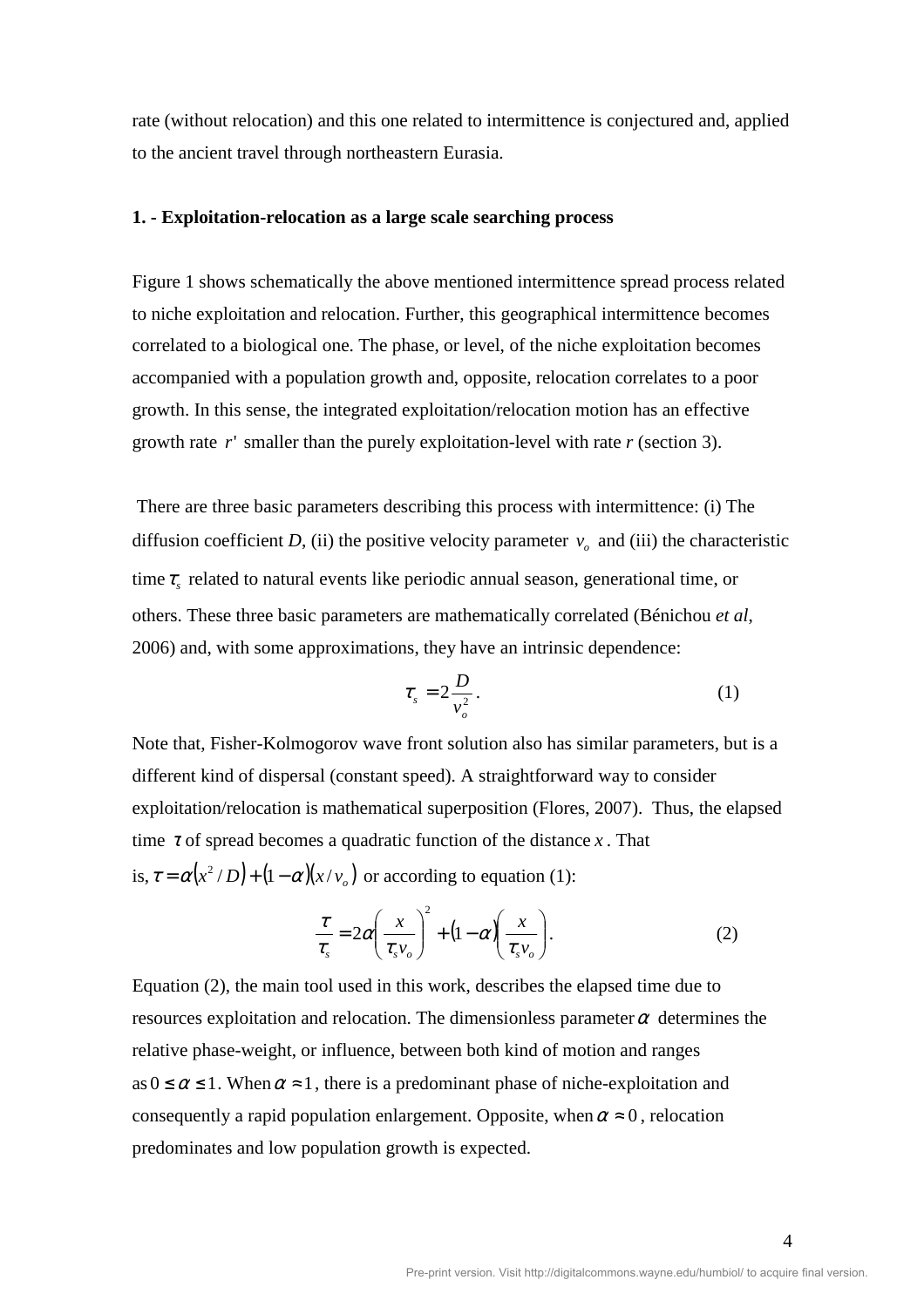rate (without relocation) and this one related to intermittence is conjectured and, applied to the ancient travel through northeastern Eurasia.

**1. - Exploitation-relocation as a large scale searching process**

Figure 1 shows schematically the above mentioned intermittence spread process related to niche exploitation and relocation. Further, this geographical intermittence becomes correlated to a biological one. The phase, or level, of the niche exploitation becomes accompanied with a population growth and, opposite, relocation correlates to a poor growth. In this sense, the integrated exploitation/relocation motion has an effective growth rate $r'$ smaller than the purely exploitation-level with rate $r$ (section 3).

There are three basic parameters describing this process with intermittence: (i) The diffusion coefficient $D$, (ii) the positive velocity parameter $v_o$ and (iii) the characteristic time $\tau_s$ related to natural events like periodic annual season, generational time, or others. These three basic parameters are mathematically correlated (Bénichou *et al*, 2006) and, with some approximations, they have an intrinsic dependence:

$$\tau_s = 2\frac{D}{v_o^2}. \tag{1}$$

Note that, Fisher-Kolmogorov wave front solution also has similar parameters, but is a different kind of dispersal (constant speed). A straightforward way to consider exploitation/relocation is mathematical superposition (Flores, 2007). Thus, the elapsed time $\tau$ of spread becomes a quadratic function of the distance $x$. That is, $\tau = \alpha(x^2/D) + (1-\alpha)(x/v_o)$ or according to equation (1):

$$\frac{\tau}{\tau_s} = 2\alpha\left(\frac{x}{\tau_s v_o}\right)^2 + (1-\alpha)\left(\frac{x}{\tau_s v_o}\right). \tag{2}$$

Equation (2), the main tool used in this work, describes the elapsed time due to resources exploitation and relocation. The dimensionless parameter $\alpha$ determines the relative phase-weight, or influence, between both kind of motion and ranges as $0 \le \alpha \le 1$. When $\alpha \approx 1$, there is a predominant phase of niche-exploitation and consequently a rapid population enlargement. Opposite, when $\alpha \approx 0$, relocation predominates and low population growth is expected.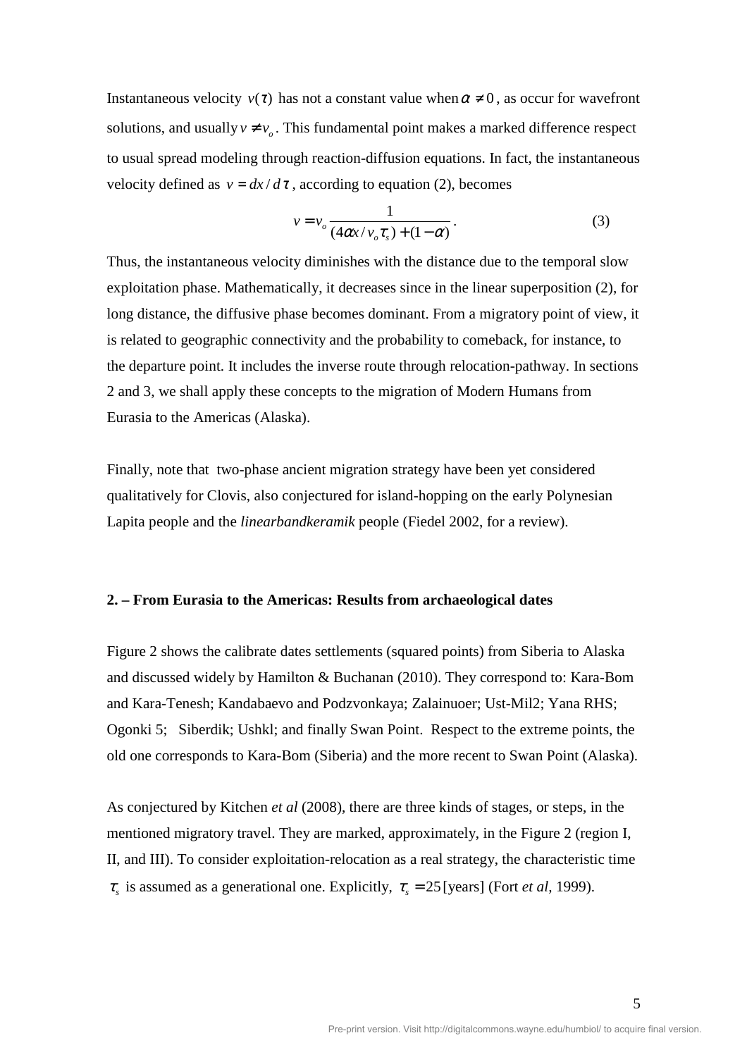Instantaneous velocity $v(\tau)$ has not a constant value when $\alpha \neq 0$, as occur for wavefront solutions, and usually $v \neq v_o$. This fundamental point makes a marked difference respect to usual spread modeling through reaction-diffusion equations. In fact, the instantaneous velocity defined as $v = dx/d\tau$, according to equation (2), becomes

$$v = v_o \frac{1}{(4\alpha x / v_o \tau_s) + (1 - \alpha)} . \tag{3}$$

Thus, the instantaneous velocity diminishes with the distance due to the temporal slow exploitation phase. Mathematically, it decreases since in the linear superposition (2), for long distance, the diffusive phase becomes dominant. From a migratory point of view, it is related to geographic connectivity and the probability to comeback, for instance, to the departure point. It includes the inverse route through relocation-pathway. In sections 2 and 3, we shall apply these concepts to the migration of Modern Humans from Eurasia to the Americas (Alaska).

Finally, note that two-phase ancient migration strategy have been yet considered qualitatively for Clovis, also conjectured for island-hopping on the early Polynesian Lapita people and the *linearbandkeramik* people (Fiedel 2002, for a review).

## 2. – From Eurasia to the Americas: Results from archaeological dates

Figure 2 shows the calibrate dates settlements (squared points) from Siberia to Alaska and discussed widely by Hamilton & Buchanan (2010). They correspond to: Kara-Bom and Kara-Tenesh; Kandabaevo and Podzvonkaya; Zalainuoer; Ust-Mil2; Yana RHS; Ogonki 5; Siberdik; Ushkl; and finally Swan Point. Respect to the extreme points, the old one corresponds to Kara-Bom (Siberia) and the more recent to Swan Point (Alaska).

As conjectured by Kitchen *et al* (2008), there are three kinds of stages, or steps, in the mentioned migratory travel. They are marked, approximately, in the Figure 2 (region I, II, and III). To consider exploitation-relocation as a real strategy, the characteristic time $\tau_s$ is assumed as a generational one. Explicitly, $\tau_s = 25$ [years] (Fort *et al*, 1999).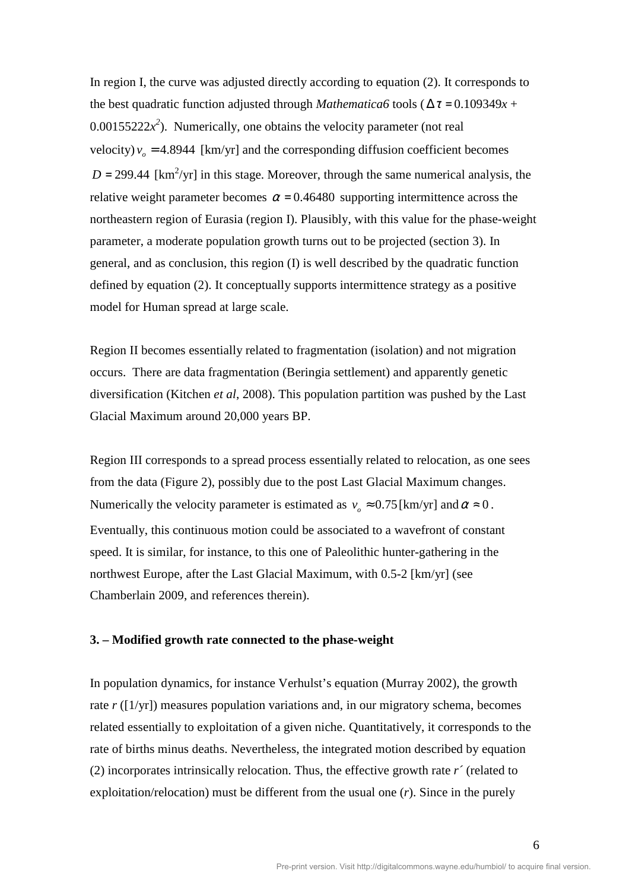In region I, the curve was adjusted directly according to equation (2). It corresponds to the best quadratic function adjusted through *Mathematica6* tools ($\Delta\tau = 0.109349x + 0.00155222x^2$). Numerically, one obtains the velocity parameter (not real velocity) $v_o = 4.8944$ [km/yr] and the corresponding diffusion coefficient becomes $D = 299.44$ [km$^2$/yr] in this stage. Moreover, through the same numerical analysis, the relative weight parameter becomes $\alpha = 0.46480$ supporting intermittence across the northeastern region of Eurasia (region I). Plausibly, with this value for the phase-weight parameter, a moderate population growth turns out to be projected (section 3). In general, and as conclusion, this region (I) is well described by the quadratic function defined by equation (2). It conceptually supports intermittence strategy as a positive model for Human spread at large scale.

Region II becomes essentially related to fragmentation (isolation) and not migration occurs. There are data fragmentation (Beringia settlement) and apparently genetic diversification (Kitchen *et al*, 2008). This population partition was pushed by the Last Glacial Maximum around 20,000 years BP.

Region III corresponds to a spread process essentially related to relocation, as one sees from the data (Figure 2), possibly due to the post Last Glacial Maximum changes. Numerically the velocity parameter is estimated as $v_o \approx 0.75$ [km/yr] and $\alpha \approx 0$. Eventually, this continuous motion could be associated to a wavefront of constant speed. It is similar, for instance, to this one of Paleolithic hunter-gathering in the northwest Europe, after the Last Glacial Maximum, with 0.5-2 [km/yr] (see Chamberlain 2009, and references therein).

**3. – Modified growth rate connected to the phase-weight**

In population dynamics, for instance Verhulst's equation (Murray 2002), the growth rate $r$ ([1/yr]) measures population variations and, in our migratory schema, becomes related essentially to exploitation of a given niche. Quantitatively, it corresponds to the rate of births minus deaths. Nevertheless, the integrated motion described by equation (2) incorporates intrinsically relocation. Thus, the effective growth rate $r'$ (related to exploitation/relocation) must be different from the usual one ($r$). Since in the purely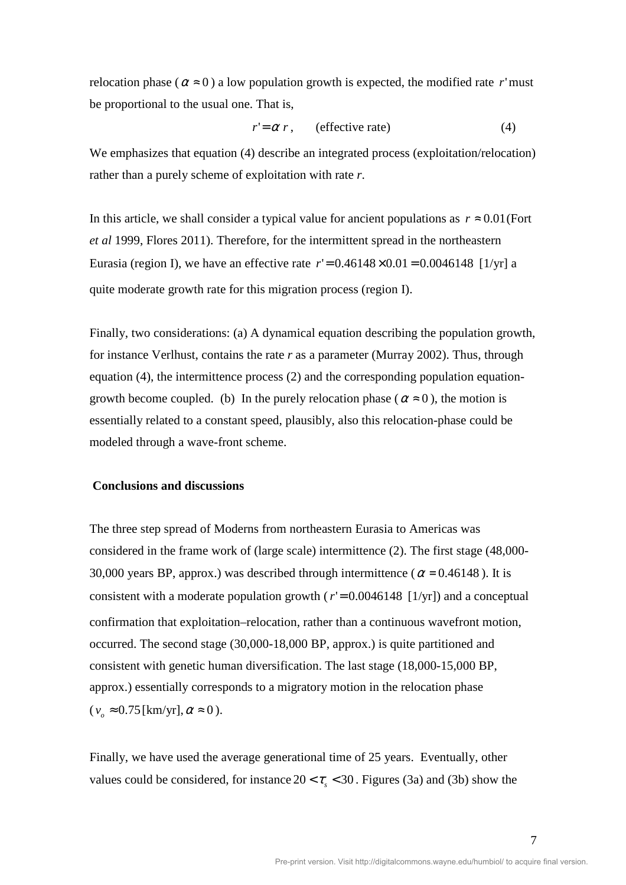relocation phase ($\alpha \approx 0$) a low population growth is expected, the modified rate $r'$ must be proportional to the usual one. That is,

$$r' = \alpha \, r \,, \qquad \text{(effective rate)} \qquad (4)$$

We emphasizes that equation (4) describe an integrated process (exploitation/relocation) rather than a purely scheme of exploitation with rate *r*.

In this article, we shall consider a typical value for ancient populations as $r \approx 0.01$ (Fort *et al* 1999, Flores 2011). Therefore, for the intermittent spread in the northeastern Eurasia (region I), we have an effective rate $r' = 0.46148 \times 0.01 = 0.0046148$ [1/yr] a quite moderate growth rate for this migration process (region I).

Finally, two considerations: (a) A dynamical equation describing the population growth, for instance Verlhust, contains the rate *r* as a parameter (Murray 2002). Thus, through equation (4), the intermittence process (2) and the corresponding population equation-growth become coupled. (b) In the purely relocation phase ($\alpha \approx 0$), the motion is essentially related to a constant speed, plausibly, also this relocation-phase could be modeled through a wave-front scheme.

## Conclusions and discussions

The three step spread of Moderns from northeastern Eurasia to Americas was considered in the frame work of (large scale) intermittence (2). The first stage (48,000-30,000 years BP, approx.) was described through intermittence ($\alpha = 0.46148$). It is consistent with a moderate population growth ($r' = 0.0046148$ [1/yr]) and a conceptual confirmation that exploitation–relocation, rather than a continuous wavefront motion, occurred. The second stage (30,000-18,000 BP, approx.) is quite partitioned and consistent with genetic human diversification. The last stage (18,000-15,000 BP, approx.) essentially corresponds to a migratory motion in the relocation phase ($v_o \approx 0.75$ [km/yr], $\alpha \approx 0$).

Finally, we have used the average generational time of 25 years. Eventually, other values could be considered, for instance $20 < \tau_s < 30$. Figures (3a) and (3b) show the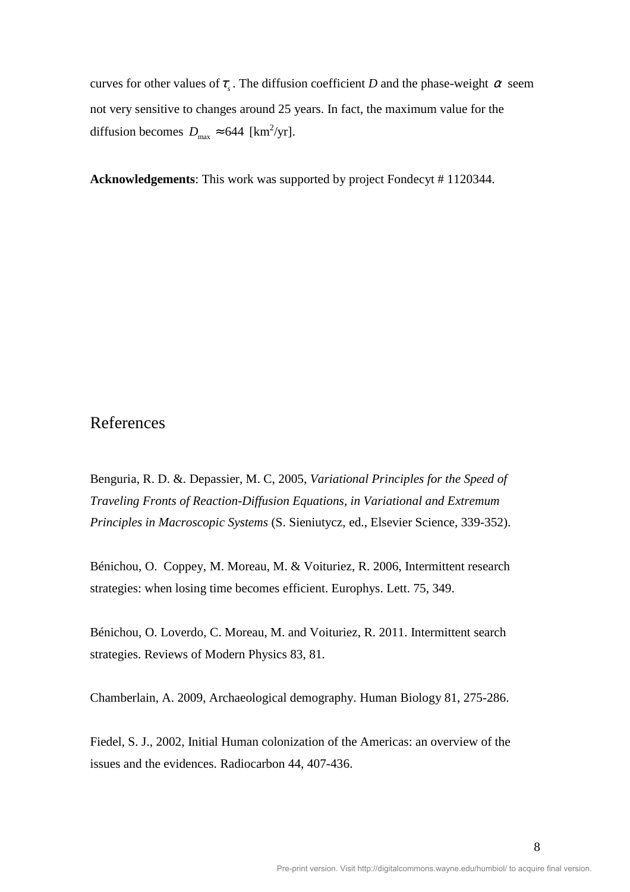curves for other values of $\tau_s$. The diffusion coefficient $D$ and the phase-weight $\alpha$ seem not very sensitive to changes around 25 years. In fact, the maximum value for the diffusion becomes $D_{\max} \approx 644$ [km$^2$/yr].

**Acknowledgements**: This work was supported by project Fondecyt # 1120344.

## References

Benguria, R. D. &. Depassier, M. C, 2005, *Variational Principles for the Speed of Traveling Fronts of Reaction-Diffusion Equations, in Variational and Extremum Principles in Macroscopic Systems* (S. Sieniutycz, ed., Elsevier Science, 339-352).

Bénichou, O. Coppey, M. Moreau, M. & Voituriez, R. 2006, Intermittent research strategies: when losing time becomes efficient. Europhys. Lett. 75, 349.

Bénichou, O. Loverdo, C. Moreau, M. and Voituriez, R. 2011. Intermittent search strategies. Reviews of Modern Physics 83, 81.

Chamberlain, A. 2009, Archaeological demography. Human Biology 81, 275-286.

Fiedel, S. J., 2002, Initial Human colonization of the Americas: an overview of the issues and the evidences. Radiocarbon 44, 407-436.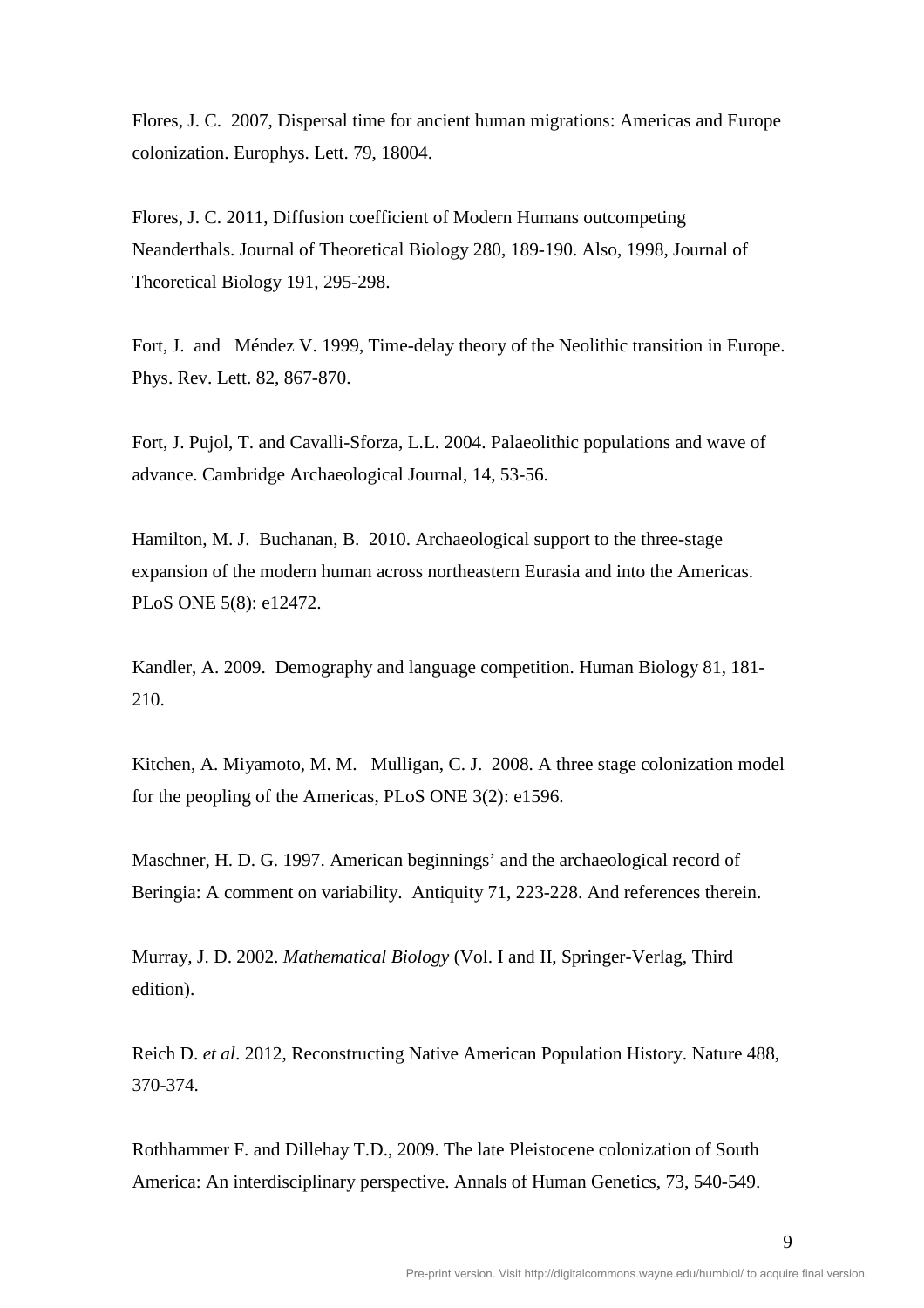Flores, J. C. 2007, Dispersal time for ancient human migrations: Americas and Europe colonization. Europhys. Lett. 79, 18004.

Flores, J. C. 2011, Diffusion coefficient of Modern Humans outcompeting Neanderthals. Journal of Theoretical Biology 280, 189-190. Also, 1998, Journal of Theoretical Biology 191, 295-298.

Fort, J. and Méndez V. 1999, Time-delay theory of the Neolithic transition in Europe. Phys. Rev. Lett. 82, 867-870.

Fort, J. Pujol, T. and Cavalli-Sforza, L.L. 2004. Palaeolithic populations and wave of advance. Cambridge Archaeological Journal, 14, 53-56.

Hamilton, M. J. Buchanan, B. 2010. Archaeological support to the three-stage expansion of the modern human across northeastern Eurasia and into the Americas. PLoS ONE 5(8): e12472.

Kandler, A. 2009. Demography and language competition. Human Biology 81, 181-210.

Kitchen, A. Miyamoto, M. M. Mulligan, C. J. 2008. A three stage colonization model for the peopling of the Americas, PLoS ONE 3(2): e1596.

Maschner, H. D. G. 1997. American beginnings' and the archaeological record of Beringia: A comment on variability. Antiquity 71, 223-228. And references therein.

Murray, J. D. 2002. *Mathematical Biology* (Vol. I and II, Springer-Verlag, Third edition).

Reich D. *et al*. 2012, Reconstructing Native American Population History. Nature 488, 370-374.

Rothhammer F. and Dillehay T.D., 2009. The late Pleistocene colonization of South America: An interdisciplinary perspective. Annals of Human Genetics, 73, 540-549.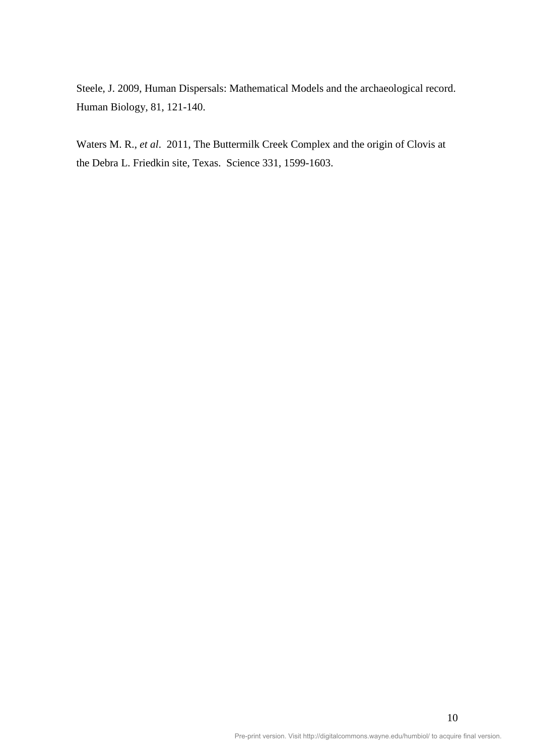Steele, J. 2009, Human Dispersals: Mathematical Models and the archaeological record. Human Biology, 81, 121-140.

Waters M. R., *et al*. 2011, The Buttermilk Creek Complex and the origin of Clovis at the Debra L. Friedkin site, Texas. Science 331, 1599-1603.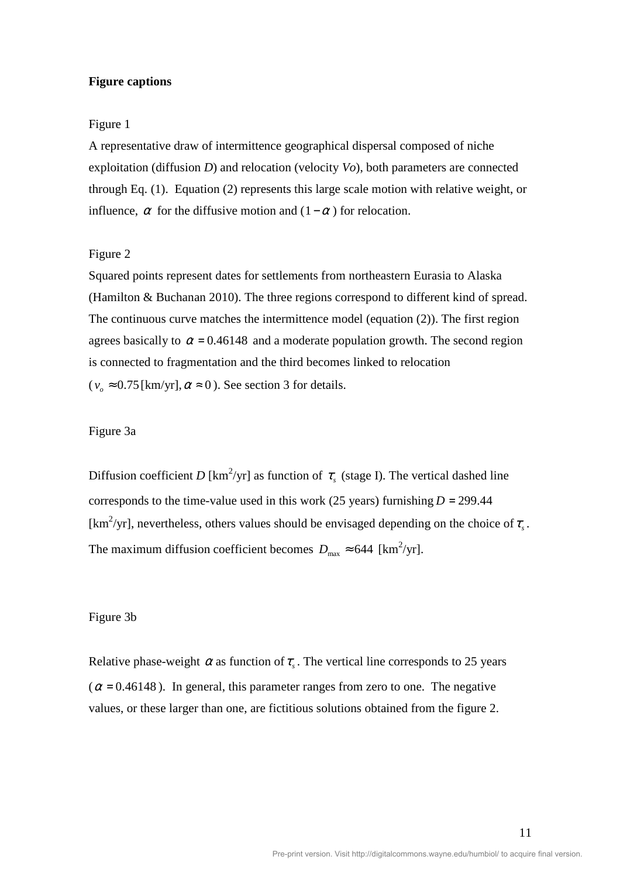**Figure captions**

Figure 1

A representative draw of intermittence geographical dispersal composed of niche exploitation (diffusion *D*) and relocation (velocity *Vo*), both parameters are connected through Eq. (1). Equation (2) represents this large scale motion with relative weight, or influence, $\alpha$ for the diffusive motion and $(1-\alpha)$ for relocation.

Figure 2

Squared points represent dates for settlements from northeastern Eurasia to Alaska (Hamilton & Buchanan 2010). The three regions correspond to different kind of spread. The continuous curve matches the intermittence model (equation (2)). The first region agrees basically to $\alpha = 0.46148$ and a moderate population growth. The second region is connected to fragmentation and the third becomes linked to relocation ($v_o \approx 0.75$ [km/yr], $\alpha \approx 0$). See section 3 for details.

Figure 3a

Diffusion coefficient *D* [km$^2$/yr] as function of $\tau_s$ (stage I). The vertical dashed line corresponds to the time-value used in this work (25 years) furnishing $D = 299.44$ [km$^2$/yr], nevertheless, others values should be envisaged depending on the choice of $\tau_s$. The maximum diffusion coefficient becomes $D_{\max} \approx 644$ [km$^2$/yr].

Figure 3b

Relative phase-weight $\alpha$ as function of $\tau_s$. The vertical line corresponds to 25 years ($\alpha = 0.46148$). In general, this parameter ranges from zero to one. The negative values, or these larger than one, are fictitious solutions obtained from the figure 2.

Pre-print version. Visit http://digitalcommons.wayne.edu/humbiol/ to acquire final version.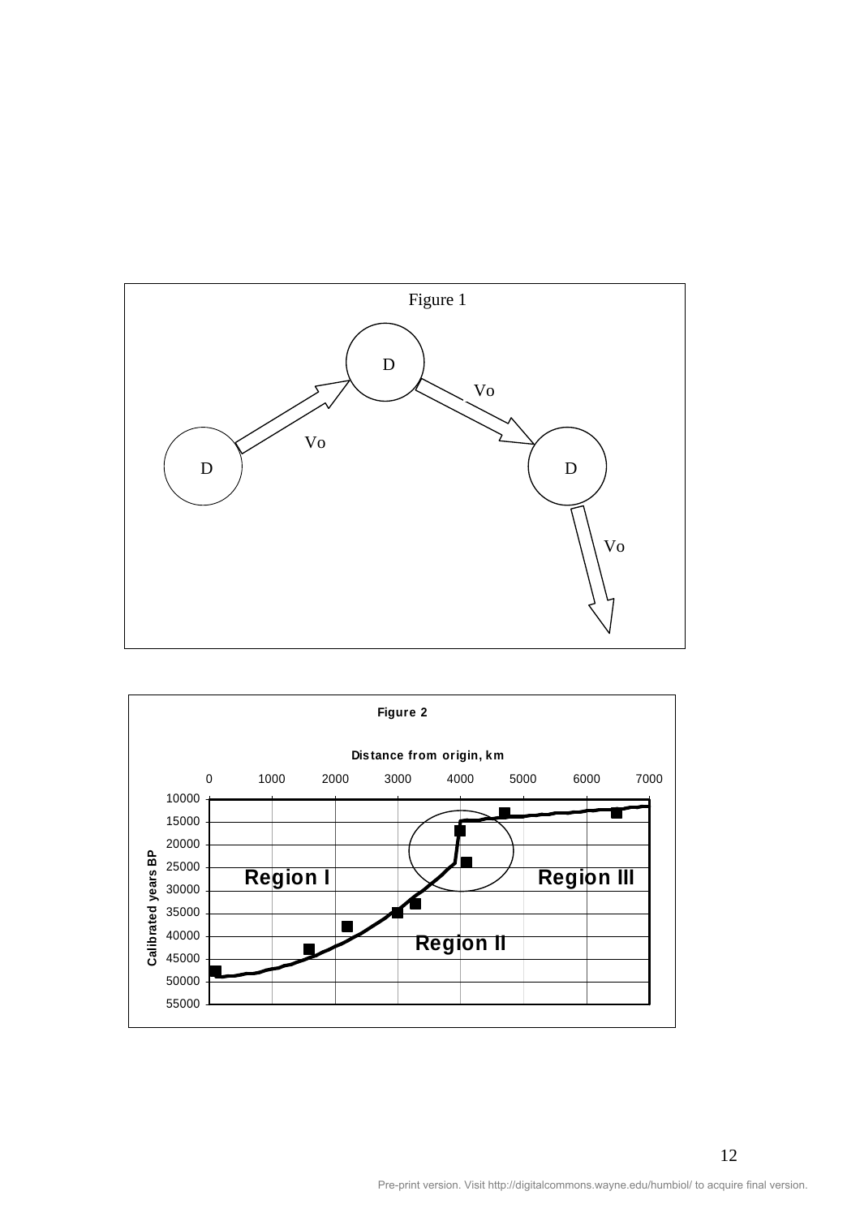Figure 1

D

Vo

D

Vo

D

Vo

Figure 2

Distance from origin, km

0 1000 2000 3000 4000 5000 6000 7000

Calibrated years BP

10000 15000 20000 25000 30000 35000 40000 45000 50000 55000

Region I

Region II

Region III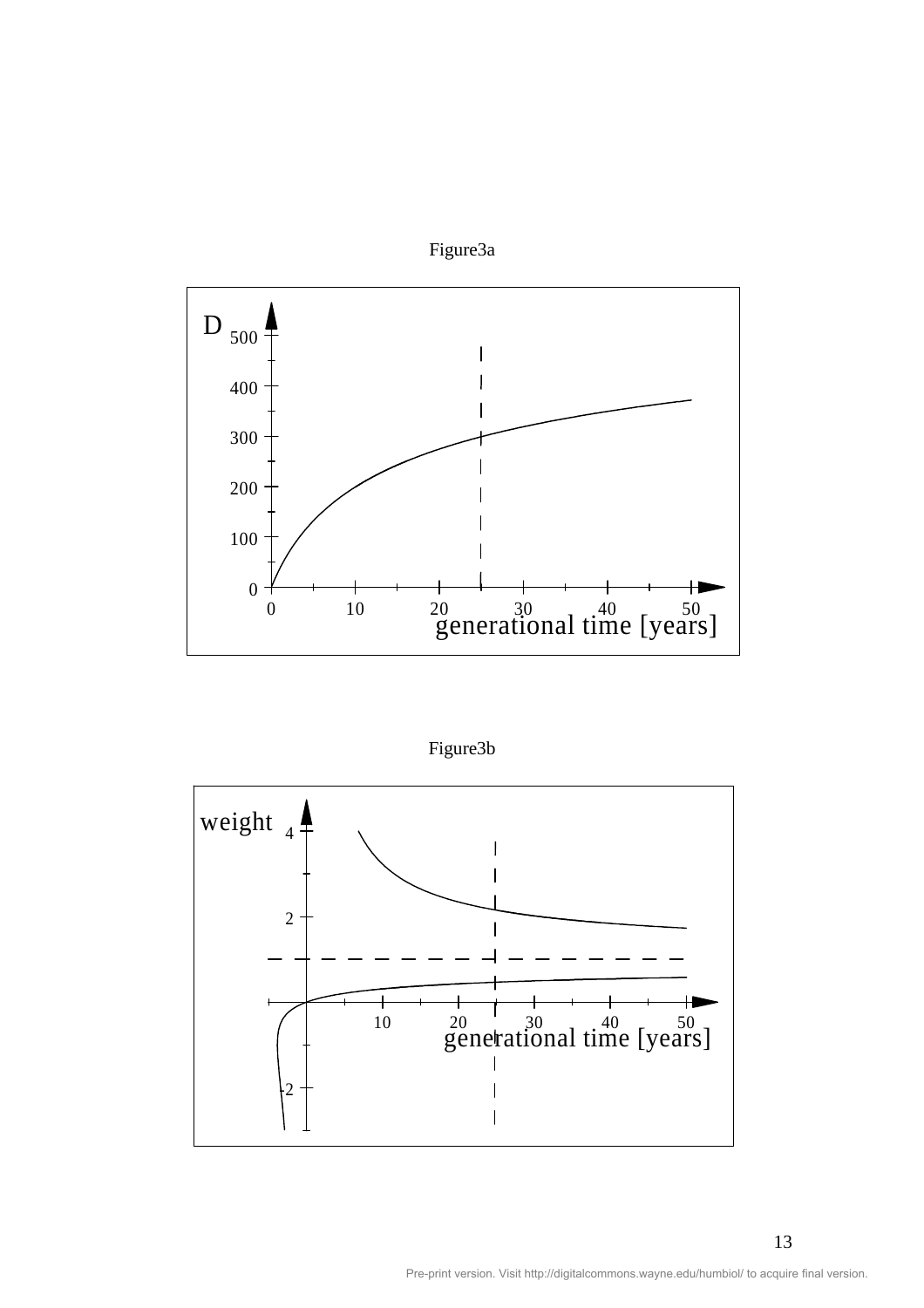Figure3a

D

500

400

300

200

100

0

0 10 20 30 40 50

generational time [years]

Figure3b

weight

4

2

-2

10 20 30 40 50

generational time [years]